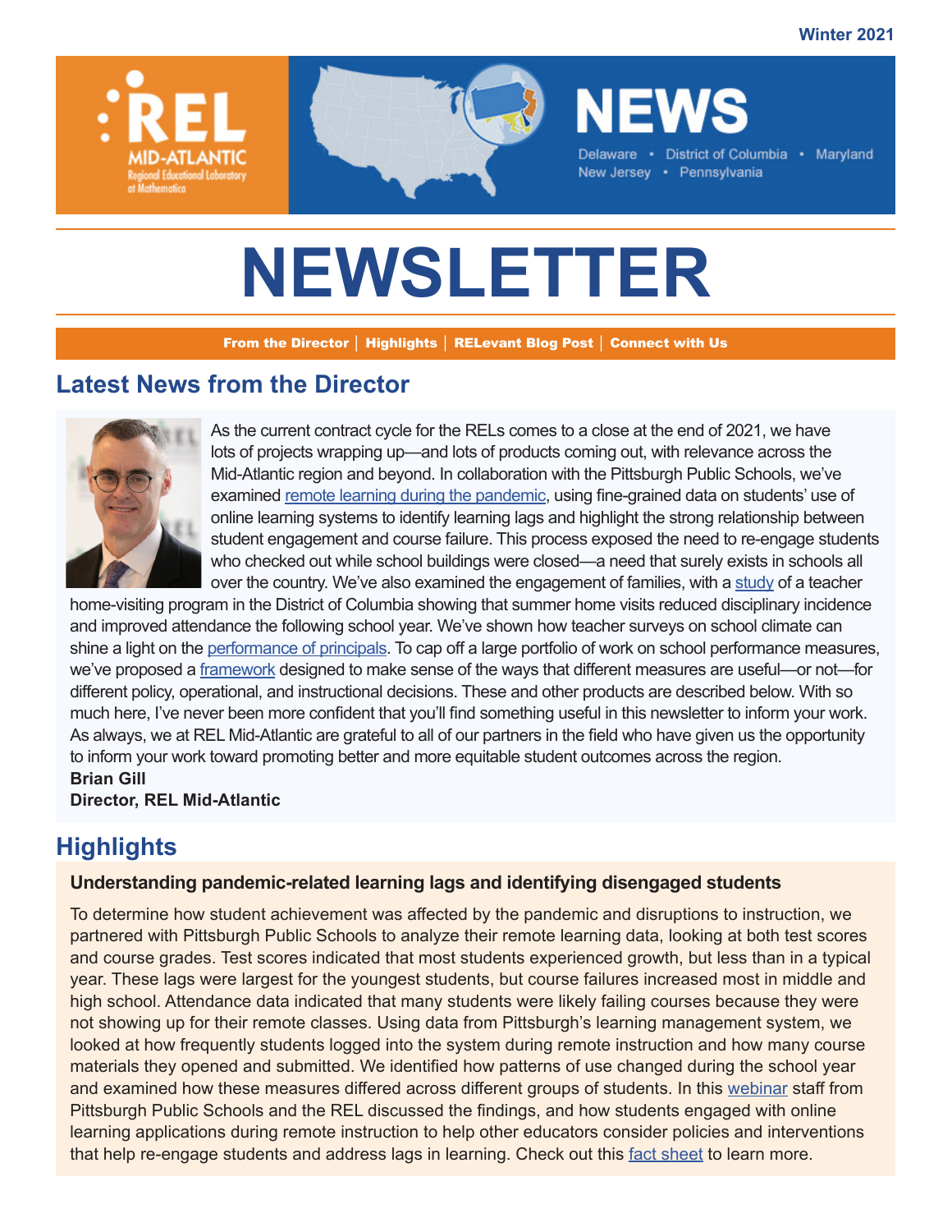Winter 2021

REL MID-ATLANTIC
Regional Educational Laboratory at Mathematica

NEWS

Delaware • District of Columbia • Maryland
New Jersey • Pennsylvania

# NEWSLETTER

**From the Director | Highlights | RELevant Blog Post | Connect with Us**

## Latest News from the Director

As the current contract cycle for the RELs comes to a close at the end of 2021, we have lots of projects wrapping up—and lots of products coming out, with relevance across the Mid-Atlantic region and beyond. In collaboration with the Pittsburgh Public Schools, we've examined remote learning during the pandemic, using fine-grained data on students' use of online learning systems to identify learning lags and highlight the strong relationship between student engagement and course failure. This process exposed the need to re-engage students who checked out while school buildings were closed—a need that surely exists in schools all over the country. We've also examined the engagement of families, with a study of a teacher home-visiting program in the District of Columbia showing that summer home visits reduced disciplinary incidence and improved attendance the following school year. We've shown how teacher surveys on school climate can shine a light on the performance of principals. To cap off a large portfolio of work on school performance measures, we've proposed a framework designed to make sense of the ways that different measures are useful—or not—for different policy, operational, and instructional decisions. These and other products are described below. With so much here, I've never been more confident that you'll find something useful in this newsletter to inform your work. As always, we at REL Mid-Atlantic are grateful to all of our partners in the field who have given us the opportunity to inform your work toward promoting better and more equitable student outcomes across the region.

**Brian Gill**
**Director, REL Mid-Atlantic**

## Highlights

### Understanding pandemic-related learning lags and identifying disengaged students

To determine how student achievement was affected by the pandemic and disruptions to instruction, we partnered with Pittsburgh Public Schools to analyze their remote learning data, looking at both test scores and course grades. Test scores indicated that most students experienced growth, but less than in a typical year. These lags were largest for the youngest students, but course failures increased most in middle and high school. Attendance data indicated that many students were likely failing courses because they were not showing up for their remote classes. Using data from Pittsburgh's learning management system, we looked at how frequently students logged into the system during remote instruction and how many course materials they opened and submitted. We identified how patterns of use changed during the school year and examined how these measures differed across different groups of students. In this webinar staff from Pittsburgh Public Schools and the REL discussed the findings, and how students engaged with online learning applications during remote instruction to help other educators consider policies and interventions that help re-engage students and address lags in learning. Check out this fact sheet to learn more.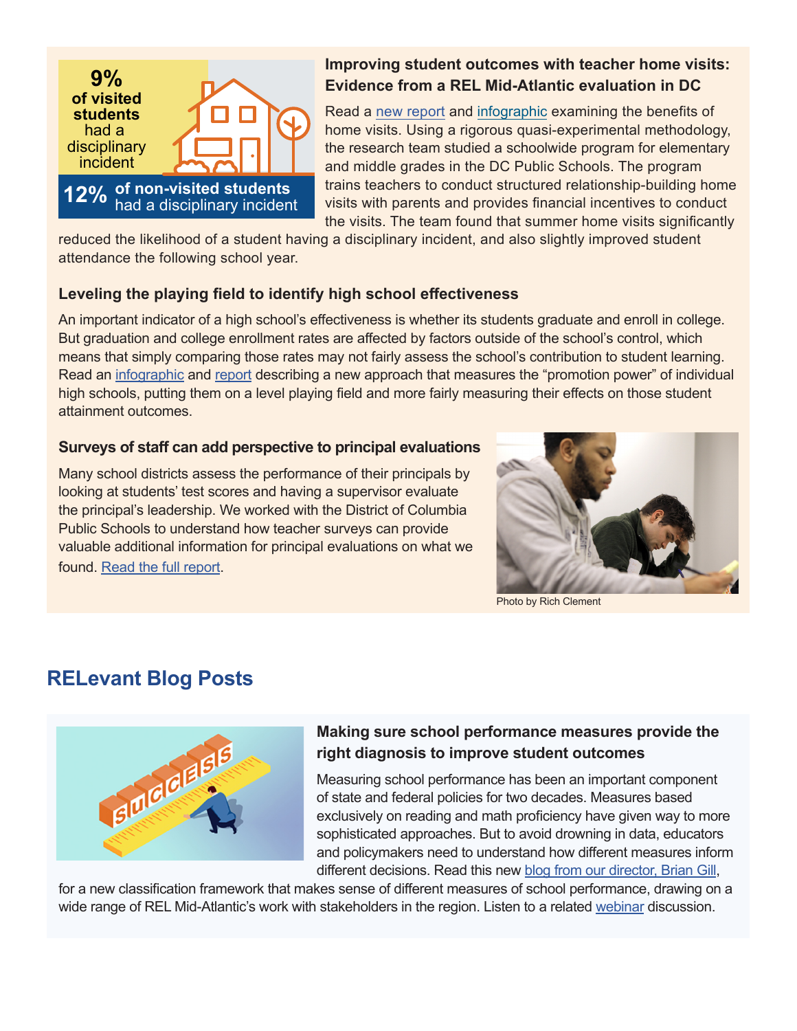9% of visited students had a disciplinary incident

12% of non-visited students had a disciplinary incident

### Improving student outcomes with teacher home visits: Evidence from a REL Mid-Atlantic evaluation in DC

Read a new report and infographic examining the benefits of home visits. Using a rigorous quasi-experimental methodology, the research team studied a schoolwide program for elementary and middle grades in the DC Public Schools. The program trains teachers to conduct structured relationship-building home visits with parents and provides financial incentives to conduct the visits. The team found that summer home visits significantly reduced the likelihood of a student having a disciplinary incident, and also slightly improved student attendance the following school year.

### Leveling the playing field to identify high school effectiveness

An important indicator of a high school's effectiveness is whether its students graduate and enroll in college. But graduation and college enrollment rates are affected by factors outside of the school's control, which means that simply comparing those rates may not fairly assess the school's contribution to student learning. Read an infographic and report describing a new approach that measures the "promotion power" of individual high schools, putting them on a level playing field and more fairly measuring their effects on those student attainment outcomes.

### Surveys of staff can add perspective to principal evaluations

Many school districts assess the performance of their principals by looking at students' test scores and having a supervisor evaluate the principal's leadership. We worked with the District of Columbia Public Schools to understand how teacher surveys can provide valuable additional information for principal evaluations on what we found. Read the full report.

Photo by Rich Clement

## RELevant Blog Posts

### Making sure school performance measures provide the right diagnosis to improve student outcomes

Measuring school performance has been an important component of state and federal policies for two decades. Measures based exclusively on reading and math proficiency have given way to more sophisticated approaches. But to avoid drowning in data, educators and policymakers need to understand how different measures inform different decisions. Read this new blog from our director, Brian Gill, for a new classification framework that makes sense of different measures of school performance, drawing on a wide range of REL Mid-Atlantic's work with stakeholders in the region. Listen to a related webinar discussion.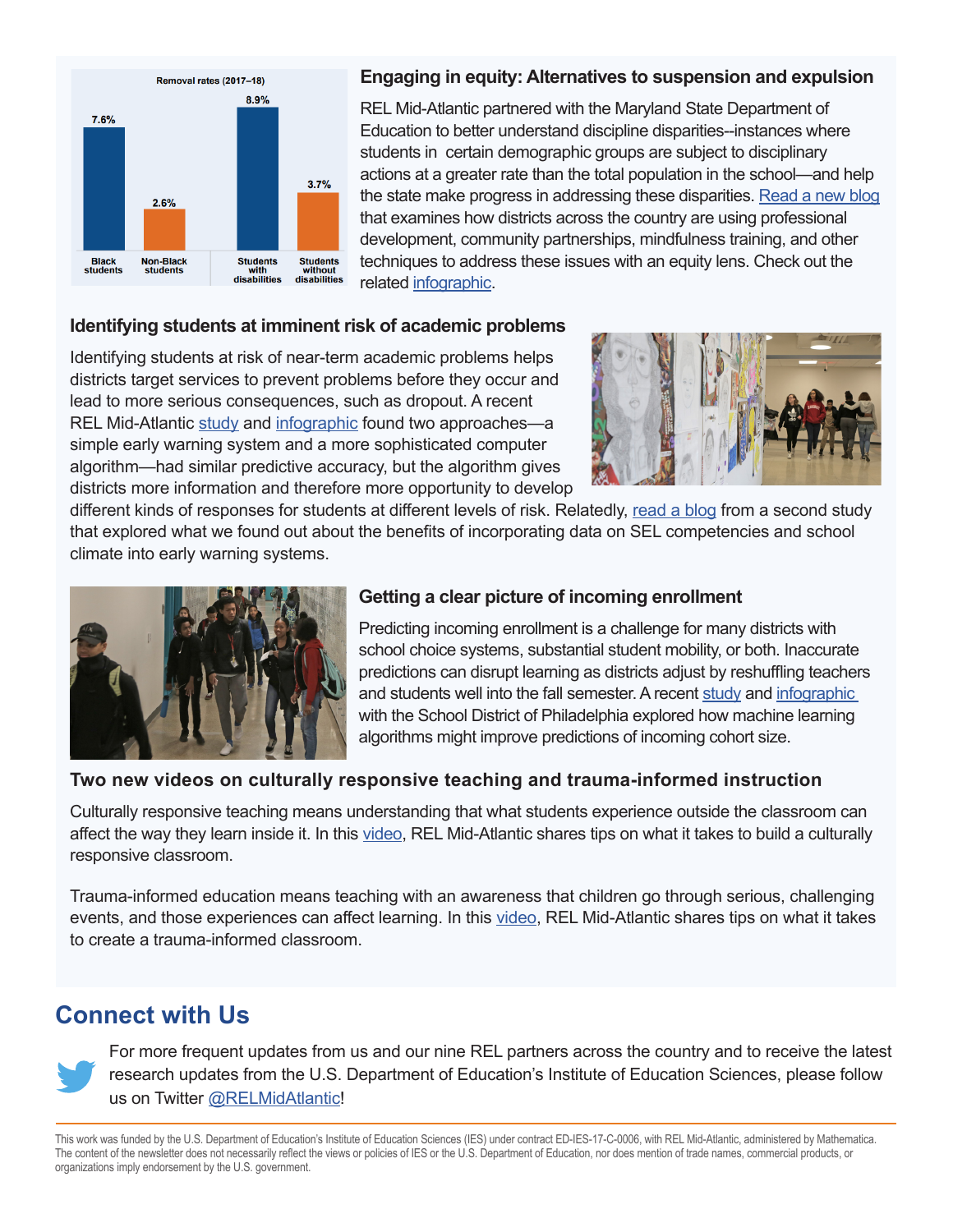Removal rates (2017–18)

7.6%

2.6%

8.9%

3.7%

Black students

Non-Black students

Students with disabilities

Students without disabilities

### Engaging in equity: Alternatives to suspension and expulsion

REL Mid-Atlantic partnered with the Maryland State Department of Education to better understand discipline disparities--instances where students in certain demographic groups are subject to disciplinary actions at a greater rate than the total population in the school—and help the state make progress in addressing these disparities. Read a new blog that examines how districts across the country are using professional development, community partnerships, mindfulness training, and other techniques to address these issues with an equity lens. Check out the related infographic.

### Identifying students at imminent risk of academic problems

Identifying students at risk of near-term academic problems helps districts target services to prevent problems before they occur and lead to more serious consequences, such as dropout. A recent REL Mid-Atlantic study and infographic found two approaches—a simple early warning system and a more sophisticated computer algorithm—had similar predictive accuracy, but the algorithm gives districts more information and therefore more opportunity to develop different kinds of responses for students at different levels of risk. Relatedly, read a blog from a second study that explored what we found out about the benefits of incorporating data on SEL competencies and school climate into early warning systems.

### Getting a clear picture of incoming enrollment

Predicting incoming enrollment is a challenge for many districts with school choice systems, substantial student mobility, or both. Inaccurate predictions can disrupt learning as districts adjust by reshuffling teachers and students well into the fall semester. A recent study and infographic with the School District of Philadelphia explored how machine learning algorithms might improve predictions of incoming cohort size.

### Two new videos on culturally responsive teaching and trauma-informed instruction

Culturally responsive teaching means understanding that what students experience outside the classroom can affect the way they learn inside it. In this video, REL Mid-Atlantic shares tips on what it takes to build a culturally responsive classroom.

Trauma-informed education means teaching with an awareness that children go through serious, challenging events, and those experiences can affect learning. In this video, REL Mid-Atlantic shares tips on what it takes to create a trauma-informed classroom.

## Connect with Us

For more frequent updates from us and our nine REL partners across the country and to receive the latest research updates from the U.S. Department of Education's Institute of Education Sciences, please follow us on Twitter @RELMidAtlantic!

This work was funded by the U.S. Department of Education's Institute of Education Sciences (IES) under contract ED-IES-17-C-0006, with REL Mid-Atlantic, administered by Mathematica. The content of the newsletter does not necessarily reflect the views or policies of IES or the U.S. Department of Education, nor does mention of trade names, commercial products, or organizations imply endorsement by the U.S. government.